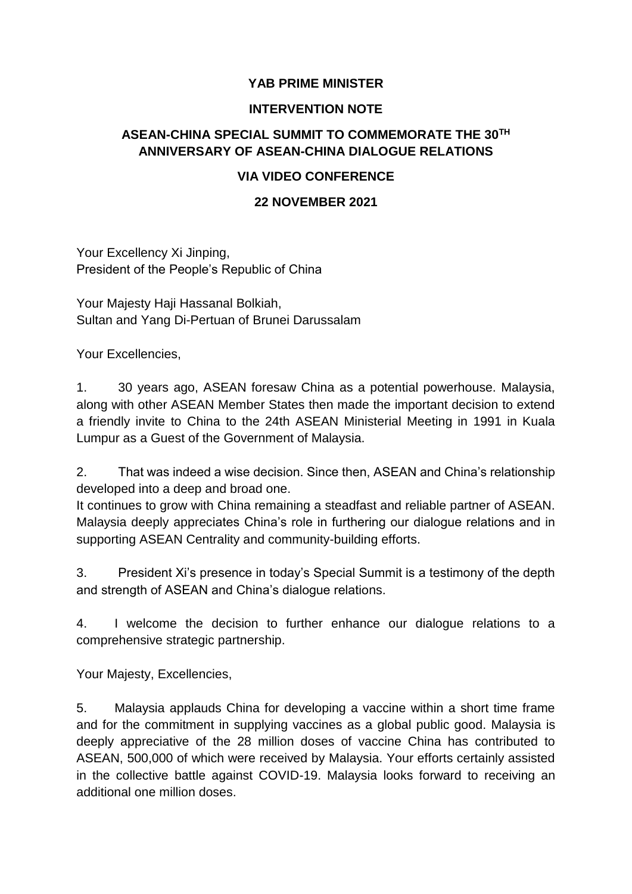**YAB PRIME MINISTER**

**INTERVENTION NOTE**

**ASEAN-CHINA SPECIAL SUMMIT TO COMMEMORATE THE 30TH ANNIVERSARY OF ASEAN-CHINA DIALOGUE RELATIONS**

**VIA VIDEO CONFERENCE**

**22 NOVEMBER 2021**

Your Excellency Xi Jinping,
President of the People's Republic of China

Your Majesty Haji Hassanal Bolkiah,
Sultan and Yang Di-Pertuan of Brunei Darussalam

Your Excellencies,

1. 30 years ago, ASEAN foresaw China as a potential powerhouse. Malaysia, along with other ASEAN Member States then made the important decision to extend a friendly invite to China to the 24th ASEAN Ministerial Meeting in 1991 in Kuala Lumpur as a Guest of the Government of Malaysia.

2. That was indeed a wise decision. Since then, ASEAN and China's relationship developed into a deep and broad one.
It continues to grow with China remaining a steadfast and reliable partner of ASEAN. Malaysia deeply appreciates China's role in furthering our dialogue relations and in supporting ASEAN Centrality and community-building efforts.

3. President Xi's presence in today's Special Summit is a testimony of the depth and strength of ASEAN and China's dialogue relations.

4. I welcome the decision to further enhance our dialogue relations to a comprehensive strategic partnership.

Your Majesty, Excellencies,

5. Malaysia applauds China for developing a vaccine within a short time frame and for the commitment in supplying vaccines as a global public good. Malaysia is deeply appreciative of the 28 million doses of vaccine China has contributed to ASEAN, 500,000 of which were received by Malaysia. Your efforts certainly assisted in the collective battle against COVID-19. Malaysia looks forward to receiving an additional one million doses.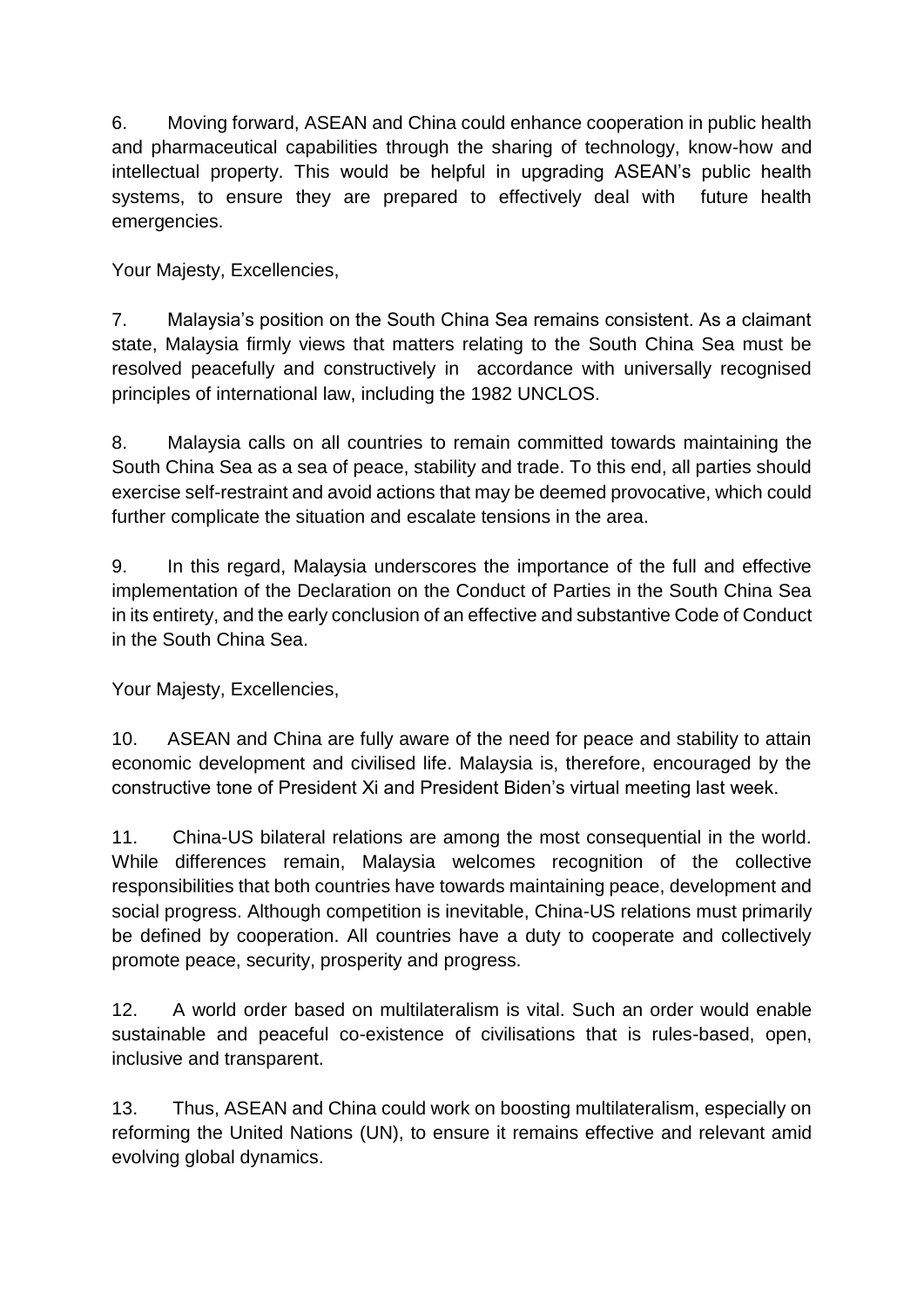6. Moving forward, ASEAN and China could enhance cooperation in public health and pharmaceutical capabilities through the sharing of technology, know-how and intellectual property. This would be helpful in upgrading ASEAN's public health systems, to ensure they are prepared to effectively deal with future health emergencies.

Your Majesty, Excellencies,

7. Malaysia's position on the South China Sea remains consistent. As a claimant state, Malaysia firmly views that matters relating to the South China Sea must be resolved peacefully and constructively in accordance with universally recognised principles of international law, including the 1982 UNCLOS.

8. Malaysia calls on all countries to remain committed towards maintaining the South China Sea as a sea of peace, stability and trade. To this end, all parties should exercise self-restraint and avoid actions that may be deemed provocative, which could further complicate the situation and escalate tensions in the area.

9. In this regard, Malaysia underscores the importance of the full and effective implementation of the Declaration on the Conduct of Parties in the South China Sea in its entirety, and the early conclusion of an effective and substantive Code of Conduct in the South China Sea.

Your Majesty, Excellencies,

10. ASEAN and China are fully aware of the need for peace and stability to attain economic development and civilised life. Malaysia is, therefore, encouraged by the constructive tone of President Xi and President Biden's virtual meeting last week.

11. China-US bilateral relations are among the most consequential in the world. While differences remain, Malaysia welcomes recognition of the collective responsibilities that both countries have towards maintaining peace, development and social progress. Although competition is inevitable, China-US relations must primarily be defined by cooperation. All countries have a duty to cooperate and collectively promote peace, security, prosperity and progress.

12. A world order based on multilateralism is vital. Such an order would enable sustainable and peaceful co-existence of civilisations that is rules-based, open, inclusive and transparent.

13. Thus, ASEAN and China could work on boosting multilateralism, especially on reforming the United Nations (UN), to ensure it remains effective and relevant amid evolving global dynamics.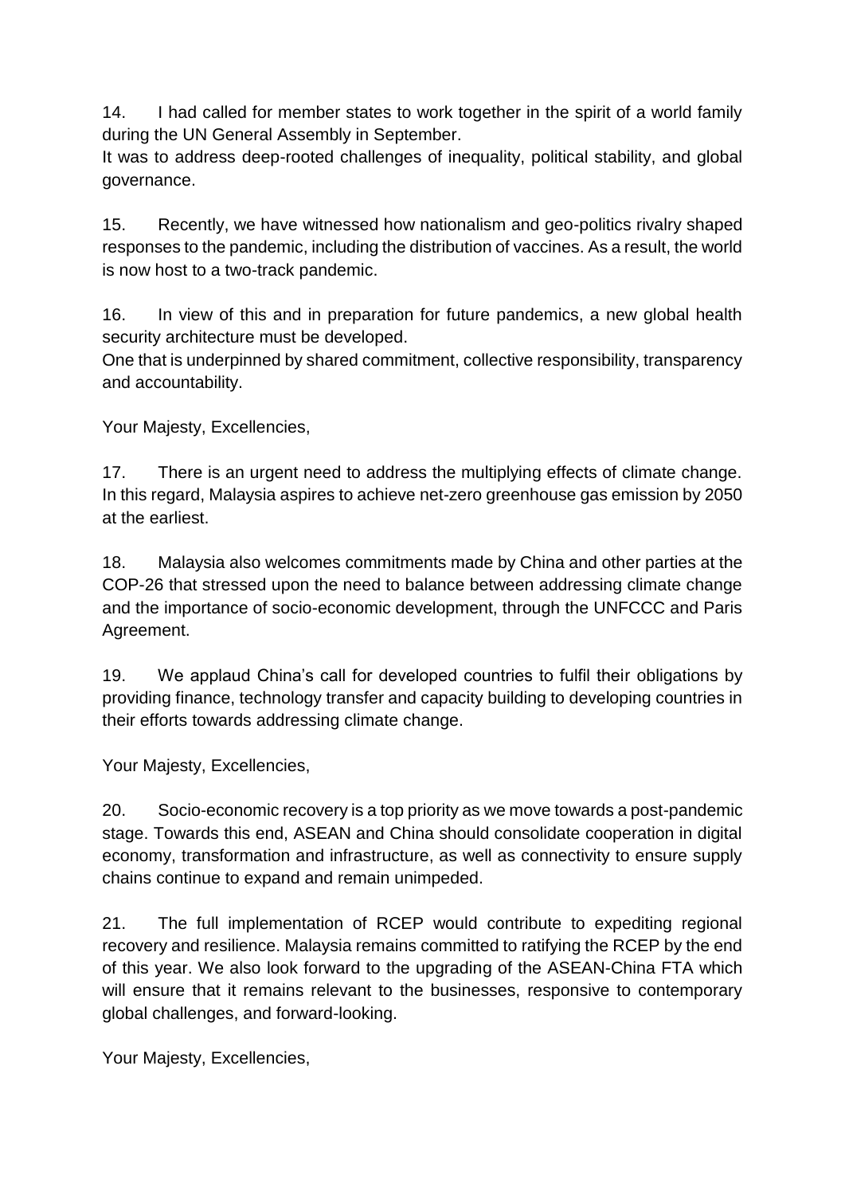14. I had called for member states to work together in the spirit of a world family during the UN General Assembly in September.
It was to address deep-rooted challenges of inequality, political stability, and global governance.

15. Recently, we have witnessed how nationalism and geo-politics rivalry shaped responses to the pandemic, including the distribution of vaccines. As a result, the world is now host to a two-track pandemic.

16. In view of this and in preparation for future pandemics, a new global health security architecture must be developed.
One that is underpinned by shared commitment, collective responsibility, transparency and accountability.

Your Majesty, Excellencies,

17. There is an urgent need to address the multiplying effects of climate change. In this regard, Malaysia aspires to achieve net-zero greenhouse gas emission by 2050 at the earliest.

18. Malaysia also welcomes commitments made by China and other parties at the COP-26 that stressed upon the need to balance between addressing climate change and the importance of socio-economic development, through the UNFCCC and Paris Agreement.

19. We applaud China's call for developed countries to fulfil their obligations by providing finance, technology transfer and capacity building to developing countries in their efforts towards addressing climate change.

Your Majesty, Excellencies,

20. Socio-economic recovery is a top priority as we move towards a post-pandemic stage. Towards this end, ASEAN and China should consolidate cooperation in digital economy, transformation and infrastructure, as well as connectivity to ensure supply chains continue to expand and remain unimpeded.

21. The full implementation of RCEP would contribute to expediting regional recovery and resilience. Malaysia remains committed to ratifying the RCEP by the end of this year. We also look forward to the upgrading of the ASEAN-China FTA which will ensure that it remains relevant to the businesses, responsive to contemporary global challenges, and forward-looking.

Your Majesty, Excellencies,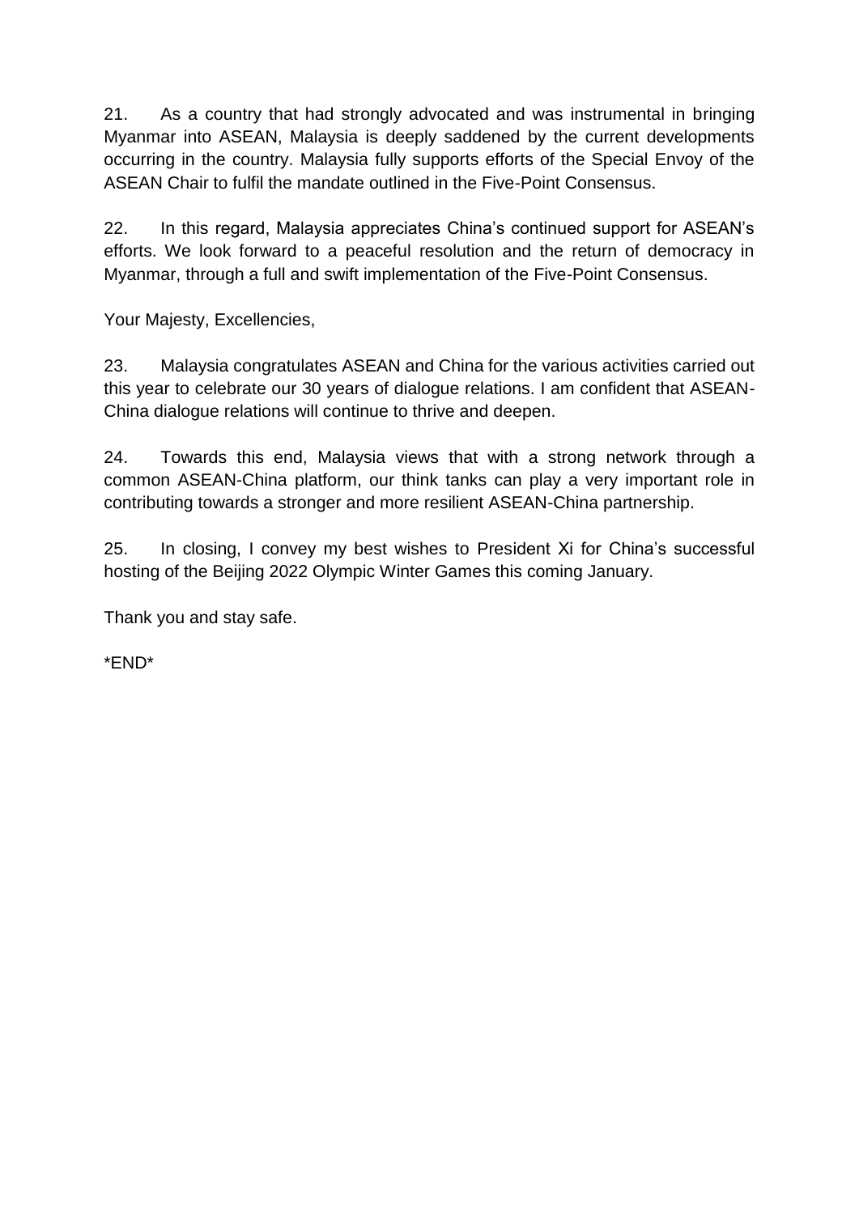21. As a country that had strongly advocated and was instrumental in bringing Myanmar into ASEAN, Malaysia is deeply saddened by the current developments occurring in the country. Malaysia fully supports efforts of the Special Envoy of the ASEAN Chair to fulfil the mandate outlined in the Five-Point Consensus.

22. In this regard, Malaysia appreciates China's continued support for ASEAN's efforts. We look forward to a peaceful resolution and the return of democracy in Myanmar, through a full and swift implementation of the Five-Point Consensus.

Your Majesty, Excellencies,

23. Malaysia congratulates ASEAN and China for the various activities carried out this year to celebrate our 30 years of dialogue relations. I am confident that ASEAN-China dialogue relations will continue to thrive and deepen.

24. Towards this end, Malaysia views that with a strong network through a common ASEAN-China platform, our think tanks can play a very important role in contributing towards a stronger and more resilient ASEAN-China partnership.

25. In closing, I convey my best wishes to President Xi for China's successful hosting of the Beijing 2022 Olympic Winter Games this coming January.

Thank you and stay safe.

*END*